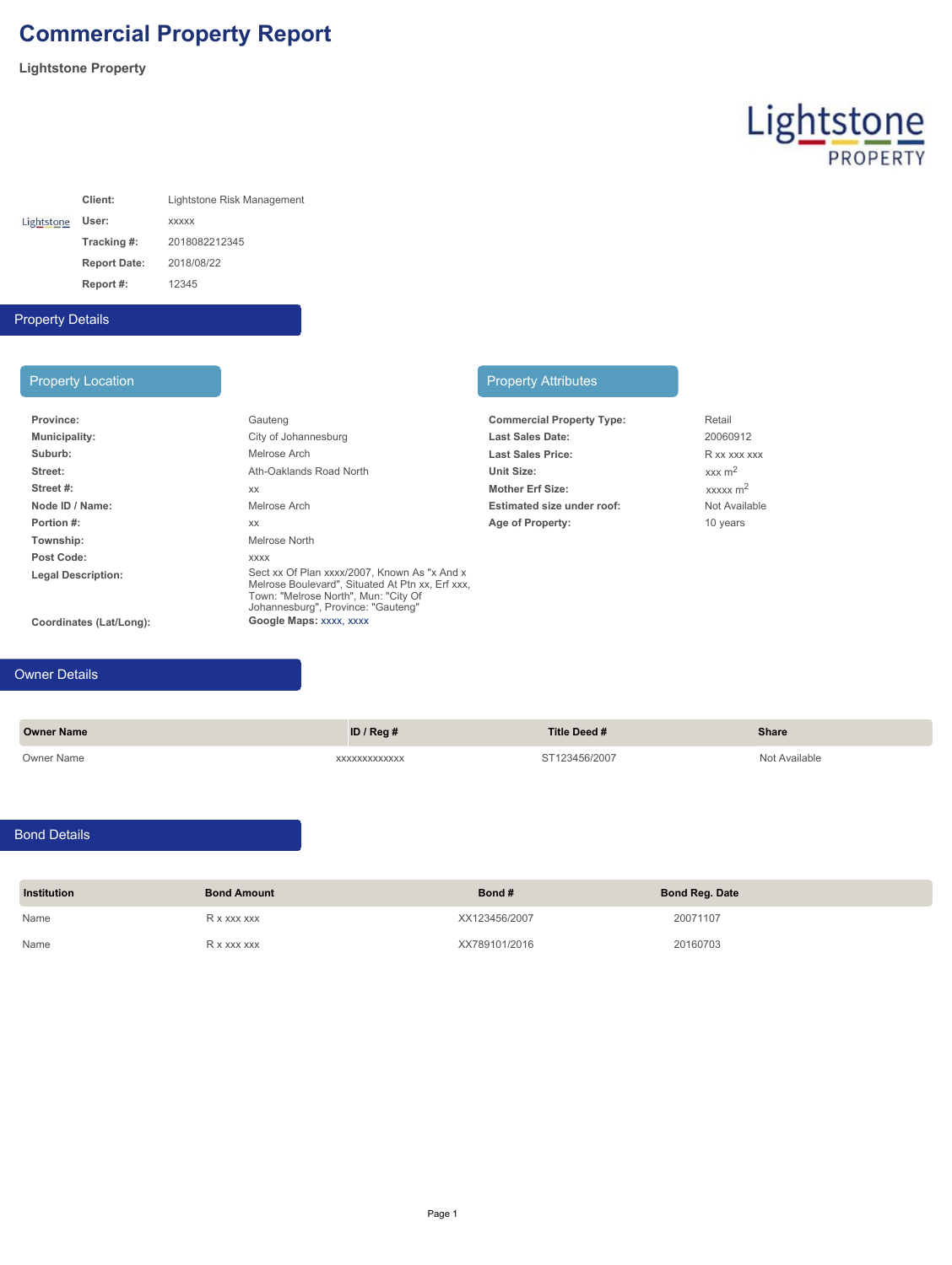# Commercial Property Report

**Lightstone Property**

| | |
|---|---|
| **Client:** | Lightstone Risk Management |
| **User:** | xxxxx |
| **Tracking #:** | 2018082212345 |
| **Report Date:** | 2018/08/22 |
| **Report #:** | 12345 |

## Property Details

### Property Location

| | |
|---|---|
| **Province:** | Gauteng |
| **Municipality:** | City of Johannesburg |
| **Suburb:** | Melrose Arch |
| **Street:** | Ath-Oaklands Road North |
| **Street #:** | xx |
| **Node ID / Name:** | Melrose Arch |
| **Portion #:** | xx |
| **Township:** | Melrose North |
| **Post Code:** | xxxx |
| **Legal Description:** | Sect xx Of Plan xxxx/2007, Known As "x And x Melrose Boulevard", Situated At Ptn xx, Erf xxx, Town: "Melrose North", Mun: "City Of Johannesburg", Province: "Gauteng" |
| **Coordinates (Lat/Long):** | **Google Maps:** xxxx, xxxx |

### Property Attributes

| | |
|---|---|
| **Commercial Property Type:** | Retail |
| **Last Sales Date:** | 20060912 |
| **Last Sales Price:** | R xx xxx xxx |
| **Unit Size:** | xxx $m^2$ |
| **Mother Erf Size:** | xxxxx $m^2$ |
| **Estimated size under roof:** | Not Available |
| **Age of Property:** | 10 years |

## Owner Details

| Owner Name | ID / Reg # | Title Deed # | Share |
|---|---|---|---|
| Owner Name | xxxxxxxxxxxxx | ST123456/2007 | Not Available |

## Bond Details

| Institution | Bond Amount | Bond # | Bond Reg. Date |
|---|---|---|---|
| Name | R x xxx xxx | XX123456/2007 | 20071107 |
| Name | R x xxx xxx | XX789101/2016 | 20160703 |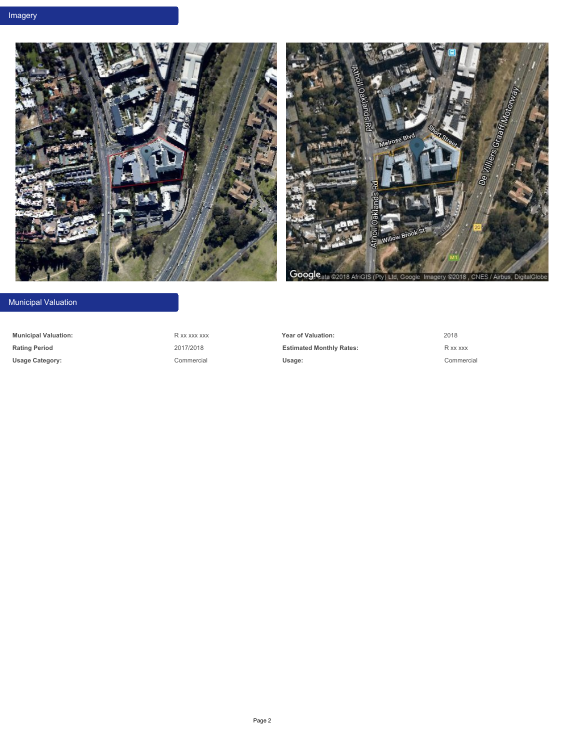## Imagery

## Municipal Valuation

| | | | |
|---|---|---|---|
| **Municipal Valuation:** | R xx xxx xxx | **Year of Valuation:** | 2018 |
| **Rating Period** | 2017/2018 | **Estimated Monthly Rates:** | R xx xxx |
| **Usage Category:** | Commercial | **Usage:** | Commercial |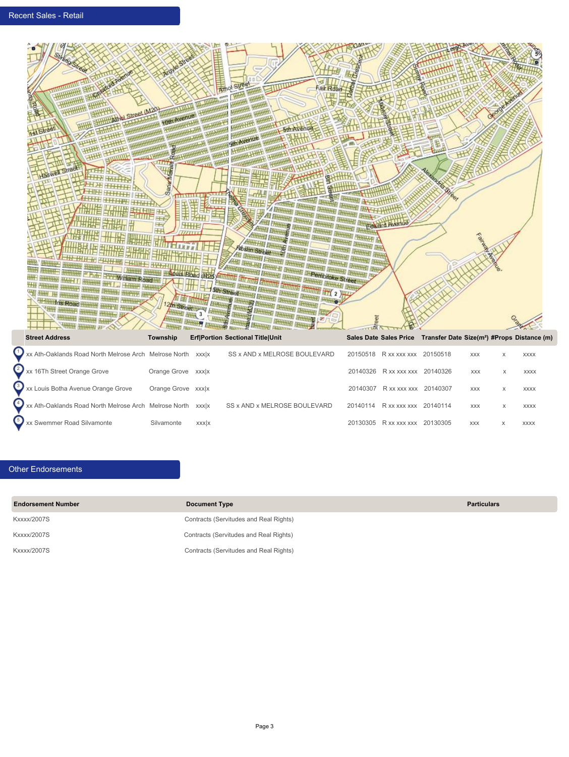## Recent Sales - Retail

| | Street Address | Township | Erf\|Portion | Sectional Title\|Unit | Sales Date | Sales Price | Transfer Date | Size(m²) | #Props | Distance (m) |
|---|---|---|---|---|---|---|---|---|---|---|
| 1 | xx Ath-Oaklands Road North Melrose Arch | Melrose North | xxx\|x | SS x AND x MELROSE BOULEVARD | 20150518 | R xx xxx xxx | 20150518 | xxx | x | xxxx |
| 2 | xx 16Th Street Orange Grove | Orange Grove | xxx\|x | | 20140326 | R xx xxx xxx | 20140326 | xxx | x | xxxx |
| 3 | xx Louis Botha Avenue Orange Grove | Orange Grove | xxx\|x | | 20140307 | R xx xxx xxx | 20140307 | xxx | x | xxxx |
| 4 | xx Ath-Oaklands Road North Melrose Arch | Melrose North | xxx\|x | SS x AND x MELROSE BOULEVARD | 20140114 | R xx xxx xxx | 20140114 | xxx | x | xxxx |
| 5 | xx Swemmer Road Silvamonte | Silvamonte | xxx\|x | | 20130305 | R xx xxx xxx | 20130305 | xxx | x | xxxx |

## Other Endorsements

| Endorsement Number | Document Type | Particulars |
|---|---|---|
| Kxxxx/2007S | Contracts (Servitudes and Real Rights) | |
| Kxxxx/2007S | Contracts (Servitudes and Real Rights) | |
| Kxxxx/2007S | Contracts (Servitudes and Real Rights) | |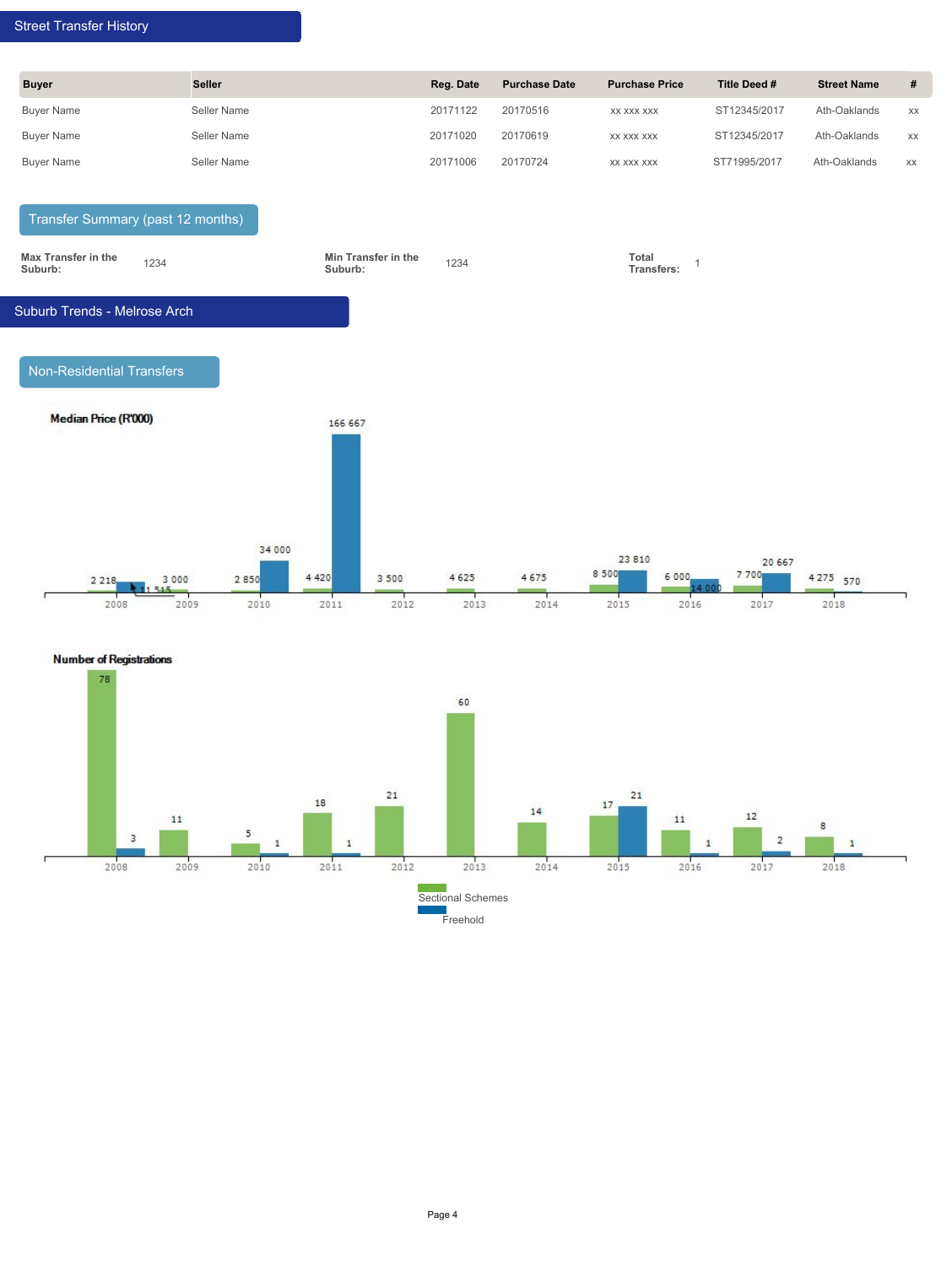## Street Transfer History

| Buyer | Seller | Reg. Date | Purchase Date | Purchase Price | Title Deed # | Street Name | # |
|---|---|---|---|---|---|---|---|
| Buyer Name | Seller Name | 20171122 | 20170516 | xx xxx xxx | ST12345/2017 | Ath-Oaklands | xx |
| Buyer Name | Seller Name | 20171020 | 20170619 | xx xxx xxx | ST12345/2017 | Ath-Oaklands | xx |
| Buyer Name | Seller Name | 20171006 | 20170724 | xx xxx xxx | ST71995/2017 | Ath-Oaklands | xx |

### Transfer Summary (past 12 months)

**Max Transfer in the Suburb:** 1234

**Min Transfer in the Suburb:** 1234

**Total Transfers:** 1

## Suburb Trends - Melrose Arch

### Non-Residential Transfers

**Median Price (R'000)**

| Year | Sectional Schemes | Freehold |
|---|---|---|
| 2008 | 2 218 | 11 515 |
| 2009 | 3 000 | |
| 2010 | 2 850 | 34 000 |
| 2011 | 4 420 | 166 667 |
| 2012 | 3 500 | |
| 2013 | 4 625 | |
| 2014 | 4 675 | |
| 2015 | 8 500 | 23 810 |
| 2016 | 6 000 | 14 000 |
| 2017 | 7 700 | 20 667 |
| 2018 | 4 275 | 570 |

**Number of Registrations**

| Year | Sectional Schemes | Freehold |
|---|---|---|
| 2008 | 78 | 3 |
| 2009 | 11 | |
| 2010 | 5 | 1 |
| 2011 | 18 | 1 |
| 2012 | 21 | |
| 2013 | 60 | |
| 2014 | 14 | |
| 2015 | 17 | 21 |
| 2016 | 11 | 1 |
| 2017 | 12 | 2 |
| 2018 | 8 | 1 |

Sectional Schemes

Freehold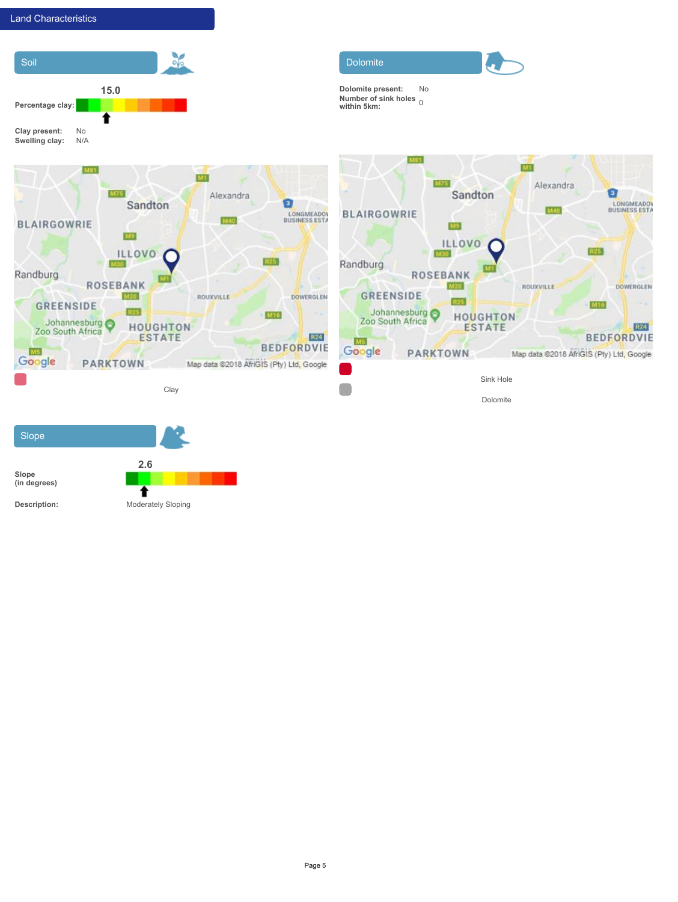# Land Characteristics

## Soil

**Percentage clay:** 15.0

| | |
|---|---|
| **Clay present:** | No |
| **Swelling clay:** | N/A |

Clay

## Dolomite

| | |
|---|---|
| **Dolomite present:** | No |
| **Number of sink holes within 5km:** | 0 |

Sink Hole

Dolomite

## Slope

**Slope (in degrees):** 2.6

**Description:** Moderately Sloping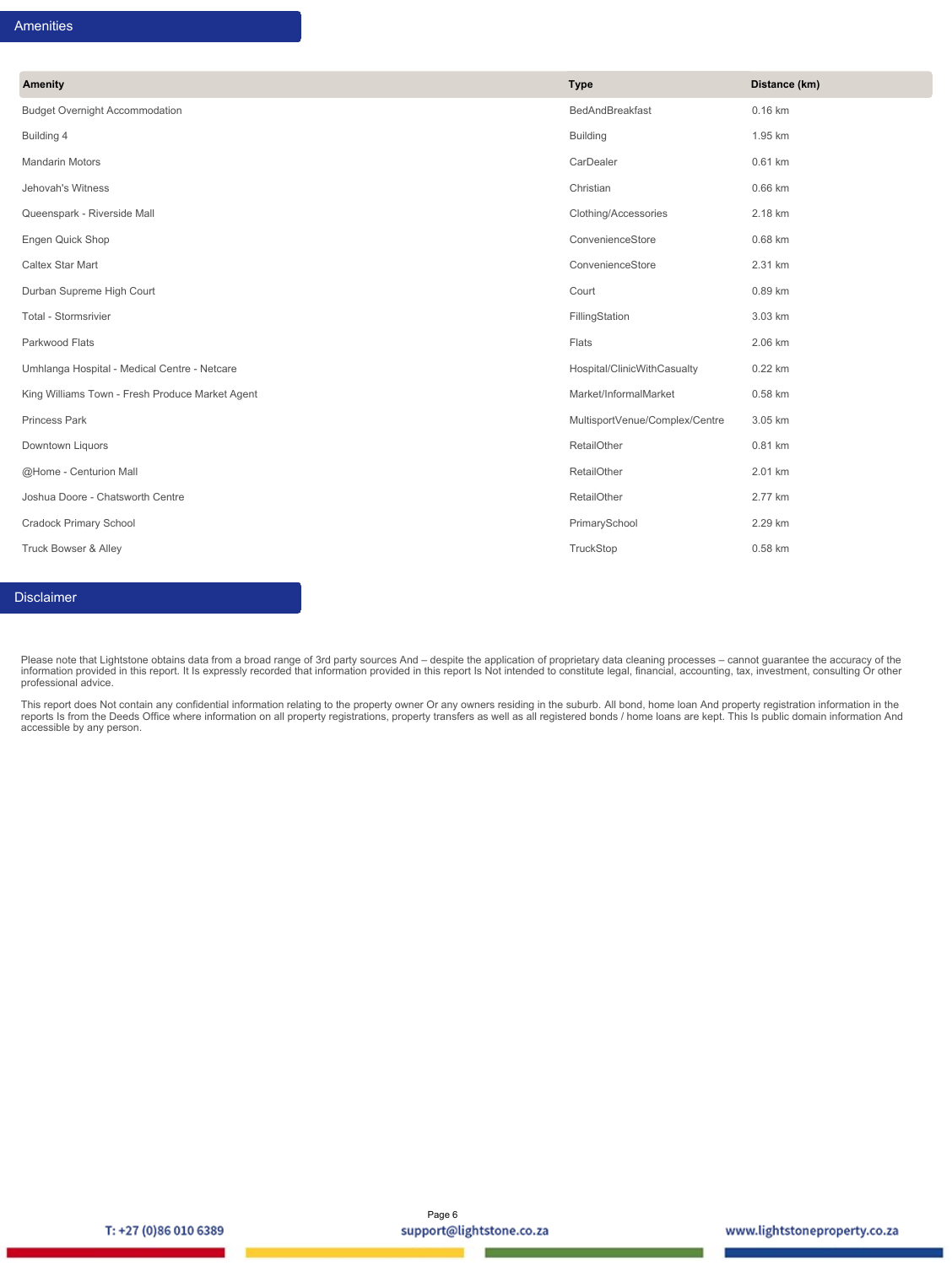## Amenities

| Amenity | Type | Distance (km) |
|---|---|---|
| Budget Overnight Accommodation | BedAndBreakfast | 0.16 km |
| Building 4 | Building | 1.95 km |
| Mandarin Motors | CarDealer | 0.61 km |
| Jehovah's Witness | Christian | 0.66 km |
| Queenspark - Riverside Mall | Clothing/Accessories | 2.18 km |
| Engen Quick Shop | ConvenienceStore | 0.68 km |
| Caltex Star Mart | ConvenienceStore | 2.31 km |
| Durban Supreme High Court | Court | 0.89 km |
| Total - Stormsrivier | FillingStation | 3.03 km |
| Parkwood Flats | Flats | 2.06 km |
| Umhlanga Hospital - Medical Centre - Netcare | Hospital/ClinicWithCasualty | 0.22 km |
| King Williams Town - Fresh Produce Market Agent | Market/InformalMarket | 0.58 km |
| Princess Park | MultisportVenue/Complex/Centre | 3.05 km |
| Downtown Liquors | RetailOther | 0.81 km |
| @Home - Centurion Mall | RetailOther | 2.01 km |
| Joshua Doore - Chatsworth Centre | RetailOther | 2.77 km |
| Cradock Primary School | PrimarySchool | 2.29 km |
| Truck Bowser & Alley | TruckStop | 0.58 km |

## Disclaimer

Please note that Lightstone obtains data from a broad range of 3rd party sources And – despite the application of proprietary data cleaning processes – cannot guarantee the accuracy of the information provided in this report. It Is expressly recorded that information provided in this report Is Not intended to constitute legal, financial, accounting, tax, investment, consulting Or other professional advice.

This report does Not contain any confidential information relating to the property owner Or any owners residing in the suburb. All bond, home loan And property registration information in the reports Is from the Deeds Office where information on all property registrations, property transfers as well as all registered bonds / home loans are kept. This Is public domain information And accessible by any person.

T: +27 (0)86 010 6389 support@lightstone.co.za www.lightstoneproperty.co.za